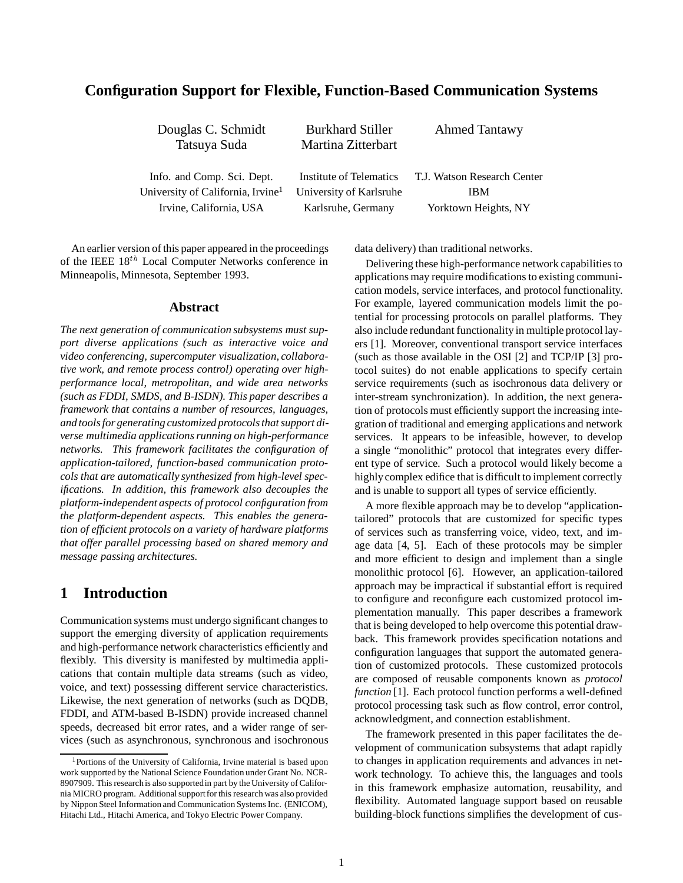# Configuration Support for Flexible, Function-Based Communication Systems

| Douglas C. Schmidt<br>Tatsuya Suda | Burkhard Stiller<br>Martina Zitterbart | Ahmed Tantawy |
|---|---|---|
| Info. and Comp. Sci. Dept.<br>University of California, Irvine[1]<br>Irvine, California, USA | Institute of Telematics<br>University of Karlsruhe<br>Karlsruhe, Germany | T.J. Watson Research Center<br>IBM<br>Yorktown Heights, NY |

An earlier version of this paper appeared in the proceedings of the IEEE $18^{th}$ Local Computer Networks conference in Minneapolis, Minnesota, September 1993.

## Abstract

*The next generation of communication subsystems must support diverse applications (such as interactive voice and video conferencing, supercomputer visualization, collaborative work, and remote process control) operating over high-performance local, metropolitan, and wide area networks (such as FDDI, SMDS, and B-ISDN). This paper describes a framework that contains a number of resources, languages, and tools for generating customized protocols that support diverse multimedia applications running on high-performance networks. This framework facilitates the configuration of application-tailored, function-based communication protocols that are automatically synthesized from high-level specifications. In addition, this framework also decouples the platform-independent aspects of protocol configuration from the platform-dependent aspects. This enables the generation of efficient protocols on a variety of hardware platforms that offer parallel processing based on shared memory and message passing architectures.*

## 1 Introduction

Communication systems must undergo significant changes to support the emerging diversity of application requirements and high-performance network characteristics efficiently and flexibly. This diversity is manifested by multimedia applications that contain multiple data streams (such as video, voice, and text) possessing different service characteristics. Likewise, the next generation of networks (such as DQDB, FDDI, and ATM-based B-ISDN) provide increased channel speeds, decreased bit error rates, and a wider range of services (such as asynchronous, synchronous and isochronous data delivery) than traditional networks.

Delivering these high-performance network capabilities to applications may require modifications to existing communication models, service interfaces, and protocol functionality. For example, layered communication models limit the potential for processing protocols on parallel platforms. They also include redundant functionality in multiple protocol layers [1]. Moreover, conventional transport service interfaces (such as those available in the OSI [2] and TCP/IP [3] protocol suites) do not enable applications to specify certain service requirements (such as isochronous data delivery or inter-stream synchronization). In addition, the next generation of protocols must efficiently support the increasing integration of traditional and emerging applications and network services. It appears to be infeasible, however, to develop a single "monolithic" protocol that integrates every different type of service. Such a protocol would likely become a highly complex edifice that is difficult to implement correctly and is unable to support all types of service efficiently.

A more flexible approach may be to develop "application-tailored" protocols that are customized for specific types of services such as transferring voice, video, text, and image data [4, 5]. Each of these protocols may be simpler and more efficient to design and implement than a single monolithic protocol [6]. However, an application-tailored approach may be impractical if substantial effort is required to configure and reconfigure each customized protocol implementation manually. This paper describes a framework that is being developed to help overcome this potential drawback. This framework provides specification notations and configuration languages that support the automated generation of customized protocols. These customized protocols are composed of reusable components known as *protocol function* [1]. Each protocol function performs a well-defined protocol processing task such as flow control, error control, acknowledgment, and connection establishment.

The framework presented in this paper facilitates the development of communication subsystems that adapt rapidly to changes in application requirements and advances in network technology. To achieve this, the languages and tools in this framework emphasize automation, reusability, and flexibility. Automated language support based on reusable building-block functions simplifies the development of cus-

[1] Portions of the University of California, Irvine material is based upon work supported by the National Science Foundation under Grant No. NCR-8907909. This research is also supported in part by the University of California MICRO program. Additional support for this research was also provided by Nippon Steel Information and Communication Systems Inc. (ENICOM), Hitachi Ltd., Hitachi America, and Tokyo Electric Power Company.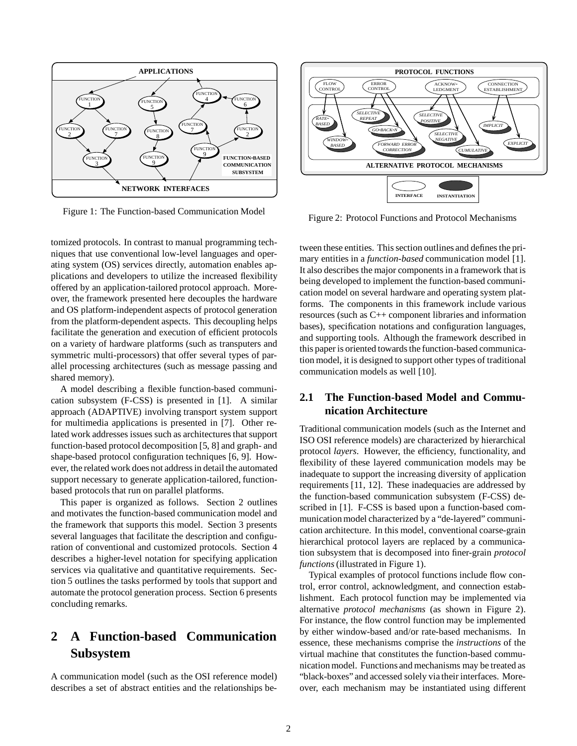Figure 1: The Function-based Communication Model

Figure 2: Protocol Functions and Protocol Mechanisms

tomized protocols. In contrast to manual programming techniques that use conventional low-level languages and operating system (OS) services directly, automation enables applications and developers to utilize the increased flexibility offered by an application-tailored protocol approach. Moreover, the framework presented here decouples the hardware and OS platform-independent aspects of protocol generation from the platform-dependent aspects. This decoupling helps facilitate the generation and execution of efficient protocols on a variety of hardware platforms (such as transputers and symmetric multi-processors) that offer several types of parallel processing architectures (such as message passing and shared memory).

A model describing a flexible function-based communication subsystem (F-CSS) is presented in [1]. A similar approach (ADAPTIVE) involving transport system support for multimedia applications is presented in [7]. Other related work addresses issues such as architectures that support function-based protocol decomposition [5, 8] and graph- and shape-based protocol configuration techniques [6, 9]. However, the related work does not address in detail the automated support necessary to generate application-tailored, function-based protocols that run on parallel platforms.

This paper is organized as follows. Section 2 outlines and motivates the function-based communication model and the framework that supports this model. Section 3 presents several languages that facilitate the description and configuration of conventional and customized protocols. Section 4 describes a higher-level notation for specifying application services via qualitative and quantitative requirements. Section 5 outlines the tasks performed by tools that support and automate the protocol generation process. Section 6 presents concluding remarks.

# 2 A Function-based Communication Subsystem

A communication model (such as the OSI reference model) describes a set of abstract entities and the relationships between these entities. This section outlines and defines the primary entities in a *function-based* communication model [1]. It also describes the major components in a framework that is being developed to implement the function-based communication model on several hardware and operating system platforms. The components in this framework include various resources (such as C++ component libraries and information bases), specification notations and configuration languages, and supporting tools. Although the framework described in this paper is oriented towards the function-based communication model, it is designed to support other types of traditional communication models as well [10].

## 2.1 The Function-based Model and Communication Architecture

Traditional communication models (such as the Internet and ISO OSI reference models) are characterized by hierarchical protocol *layers*. However, the efficiency, functionality, and flexibility of these layered communication models may be inadequate to support the increasing diversity of application requirements [11, 12]. These inadequacies are addressed by the function-based communication subsystem (F-CSS) described in [1]. F-CSS is based upon a function-based communication model characterized by a "de-layered" communication architecture. In this model, conventional coarse-grain hierarchical protocol layers are replaced by a communication subsystem that is decomposed into finer-grain *protocol functions* (illustrated in Figure 1).

Typical examples of protocol functions include flow control, error control, acknowledgment, and connection establishment. Each protocol function may be implemented via alternative *protocol mechanisms* (as shown in Figure 2). For instance, the flow control function may be implemented by either window-based and/or rate-based mechanisms. In essence, these mechanisms comprise the *instructions* of the virtual machine that constitutes the function-based communication model. Functions and mechanisms may be treated as "black-boxes" and accessed solely via their interfaces. Moreover, each mechanism may be instantiated using different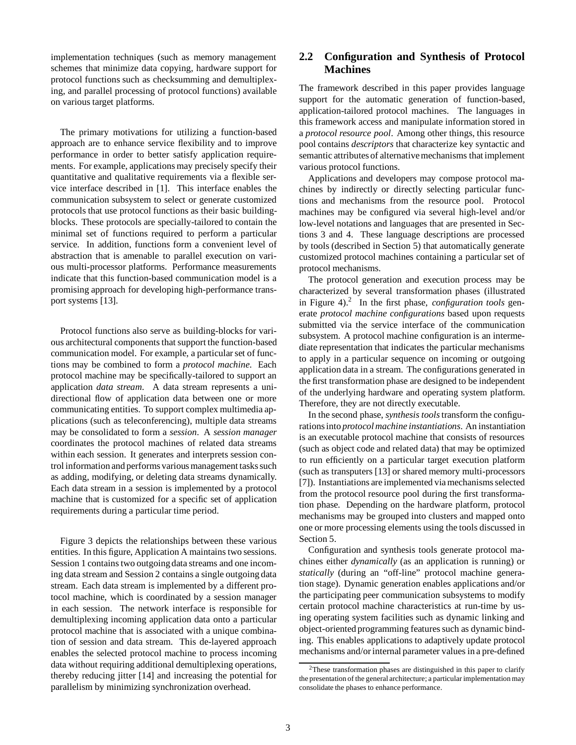implementation techniques (such as memory management schemes that minimize data copying, hardware support for protocol functions such as checksumming and demultiplexing, and parallel processing of protocol functions) available on various target platforms.

The primary motivations for utilizing a function-based approach are to enhance service flexibility and to improve performance in order to better satisfy application requirements. For example, applications may precisely specify their quantitative and qualitative requirements via a flexible service interface described in [1]. This interface enables the communication subsystem to select or generate customized protocols that use protocol functions as their basic building-blocks. These protocols are specially-tailored to contain the minimal set of functions required to perform a particular service. In addition, functions form a convenient level of abstraction that is amenable to parallel execution on various multi-processor platforms. Performance measurements indicate that this function-based communication model is a promising approach for developing high-performance transport systems [13].

Protocol functions also serve as building-blocks for various architectural components that support the function-based communication model. For example, a particular set of functions may be combined to form a *protocol machine*. Each protocol machine may be specifically-tailored to support an application *data stream*. A data stream represents a unidirectional flow of application data between one or more communicating entities. To support complex multimedia applications (such as teleconferencing), multiple data streams may be consolidated to form a *session*. A *session manager* coordinates the protocol machines of related data streams within each session. It generates and interprets session control information and performs various management tasks such as adding, modifying, or deleting data streams dynamically. Each data stream in a session is implemented by a protocol machine that is customized for a specific set of application requirements during a particular time period.

Figure 3 depicts the relationships between these various entities. In this figure, Application A maintains two sessions. Session 1 contains two outgoing data streams and one incoming data stream and Session 2 contains a single outgoing data stream. Each data stream is implemented by a different protocol machine, which is coordinated by a session manager in each session. The network interface is responsible for demultiplexing incoming application data onto a particular protocol machine that is associated with a unique combination of session and data stream. This de-layered approach enables the selected protocol machine to process incoming data without requiring additional demultiplexing operations, thereby reducing jitter [14] and increasing the potential for parallelism by minimizing synchronization overhead.

## 2.2 Configuration and Synthesis of Protocol Machines

The framework described in this paper provides language support for the automatic generation of function-based, application-tailored protocol machines. The languages in this framework access and manipulate information stored in a *protocol resource pool*. Among other things, this resource pool contains *descriptors* that characterize key syntactic and semantic attributes of alternative mechanisms that implement various protocol functions.

Applications and developers may compose protocol machines by indirectly or directly selecting particular functions and mechanisms from the resource pool. Protocol machines may be configured via several high-level and/or low-level notations and languages that are presented in Sections 3 and 4. These language descriptions are processed by tools (described in Section 5) that automatically generate customized protocol machines containing a particular set of protocol mechanisms.

The protocol generation and execution process may be characterized by several transformation phases (illustrated in Figure 4).[2] In the first phase, *configuration tools* generate *protocol machine configurations* based upon requests submitted via the service interface of the communication subsystem. A protocol machine configuration is an intermediate representation that indicates the particular mechanisms to apply in a particular sequence on incoming or outgoing application data in a stream. The configurations generated in the first transformation phase are designed to be independent of the underlying hardware and operating system platform. Therefore, they are not directly executable.

In the second phase, *synthesis tools* transform the configurations into *protocol machine instantiations*. An instantiation is an executable protocol machine that consists of resources (such as object code and related data) that may be optimized to run efficiently on a particular target execution platform (such as transputers [13] or shared memory multi-processors [7]). Instantiations are implemented via mechanisms selected from the protocol resource pool during the first transformation phase. Depending on the hardware platform, protocol mechanisms may be grouped into clusters and mapped onto one or more processing elements using the tools discussed in Section 5.

Configuration and synthesis tools generate protocol machines either *dynamically* (as an application is running) or *statically* (during an "off-line" protocol machine generation stage). Dynamic generation enables applications and/or the participating peer communication subsystems to modify certain protocol machine characteristics at run-time by using operating system facilities such as dynamic linking and object-oriented programming features such as dynamic binding. This enables applications to adaptively update protocol mechanisms and/or internal parameter values in a pre-defined

[2] These transformation phases are distinguished in this paper to clarify the presentation of the general architecture; a particular implementation may consolidate the phases to enhance performance.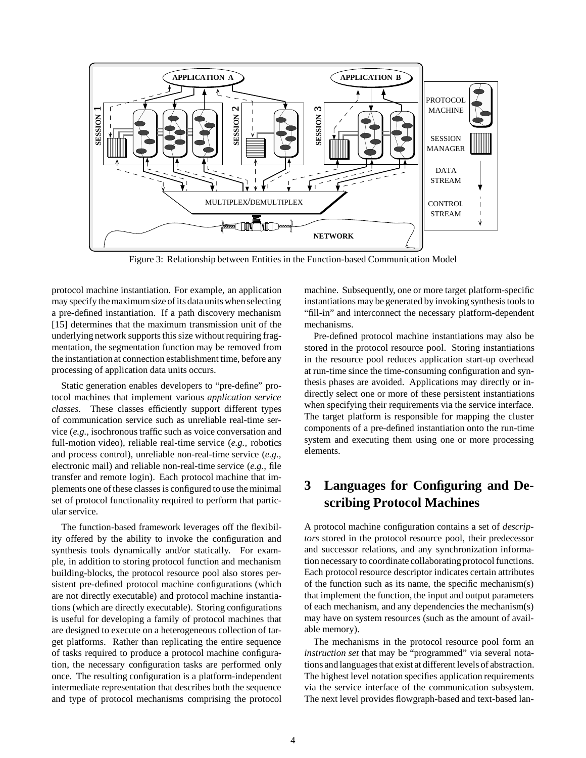Figure 3: Relationship between Entities in the Function-based Communication Model

protocol machine instantiation. For example, an application may specify the maximum size of its data units when selecting a pre-defined instantiation. If a path discovery mechanism [15] determines that the maximum transmission unit of the underlying network supports this size without requiring fragmentation, the segmentation function may be removed from the instantiation at connection establishment time, before any processing of application data units occurs.

Static generation enables developers to "pre-define" protocol machines that implement various *application service classes*. These classes efficiently support different types of communication service such as unreliable real-time service (*e.g.,* isochronous traffic such as voice conversation and full-motion video), reliable real-time service (*e.g.,* robotics and process control), unreliable non-real-time service (*e.g.,* electronic mail) and reliable non-real-time service (*e.g.,* file transfer and remote login). Each protocol machine that implements one of these classes is configured to use the minimal set of protocol functionality required to perform that particular service.

The function-based framework leverages off the flexibility offered by the ability to invoke the configuration and synthesis tools dynamically and/or statically. For example, in addition to storing protocol function and mechanism building-blocks, the protocol resource pool also stores persistent pre-defined protocol machine configurations (which are not directly executable) and protocol machine instantiations (which are directly executable). Storing configurations is useful for developing a family of protocol machines that are designed to execute on a heterogeneous collection of target platforms. Rather than replicating the entire sequence of tasks required to produce a protocol machine configuration, the necessary configuration tasks are performed only once. The resulting configuration is a platform-independent intermediate representation that describes both the sequence and type of protocol mechanisms comprising the protocol machine. Subsequently, one or more target platform-specific instantiations may be generated by invoking synthesis tools to "fill-in" and interconnect the necessary platform-dependent mechanisms.

Pre-defined protocol machine instantiations may also be stored in the protocol resource pool. Storing instantiations in the resource pool reduces application start-up overhead at run-time since the time-consuming configuration and synthesis phases are avoided. Applications may directly or indirectly select one or more of these persistent instantiations when specifying their requirements via the service interface. The target platform is responsible for mapping the cluster components of a pre-defined instantiation onto the run-time system and executing them using one or more processing elements.

# 3 Languages for Configuring and Describing Protocol Machines

A protocol machine configuration contains a set of *descriptors* stored in the protocol resource pool, their predecessor and successor relations, and any synchronization information necessary to coordinate collaborating protocol functions. Each protocol resource descriptor indicates certain attributes of the function such as its name, the specific mechanism(s) that implement the function, the input and output parameters of each mechanism, and any dependencies the mechanism(s) may have on system resources (such as the amount of available memory).

The mechanisms in the protocol resource pool form an *instruction set* that may be "programmed" via several notations and languages that exist at different levels of abstraction. The highest level notation specifies application requirements via the service interface of the communication subsystem. The next level provides flowgraph-based and text-based lan-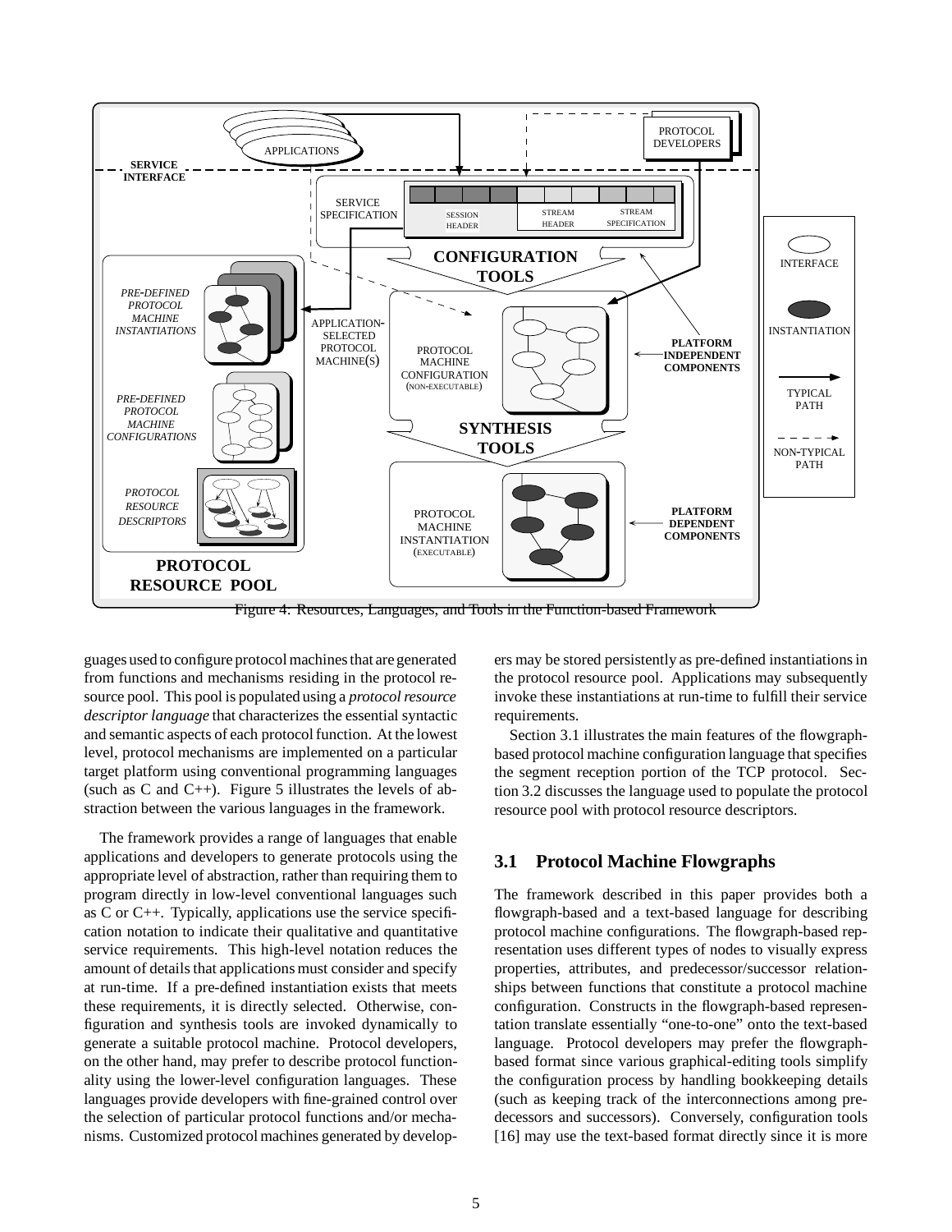Figure 4: Resources, Languages, and Tools in the Function-based Framework

guages used to configure protocol machines that are generated from functions and mechanisms residing in the protocol resource pool. This pool is populated using a *protocol resource descriptor language* that characterizes the essential syntactic and semantic aspects of each protocol function. At the lowest level, protocol mechanisms are implemented on a particular target platform using conventional programming languages (such as C and C++). Figure 5 illustrates the levels of abstraction between the various languages in the framework.

The framework provides a range of languages that enable applications and developers to generate protocols using the appropriate level of abstraction, rather than requiring them to program directly in low-level conventional languages such as C or C++. Typically, applications use the service specification notation to indicate their qualitative and quantitative service requirements. This high-level notation reduces the amount of details that applications must consider and specify at run-time. If a pre-defined instantiation exists that meets these requirements, it is directly selected. Otherwise, configuration and synthesis tools are invoked dynamically to generate a suitable protocol machine. Protocol developers, on the other hand, may prefer to describe protocol functionality using the lower-level configuration languages. These languages provide developers with fine-grained control over the selection of particular protocol functions and/or mechanisms. Customized protocol machines generated by developers may be stored persistently as pre-defined instantiations in the protocol resource pool. Applications may subsequently invoke these instantiations at run-time to fulfill their service requirements.

Section 3.1 illustrates the main features of the flowgraph-based protocol machine configuration language that specifies the segment reception portion of the TCP protocol. Section 3.2 discusses the language used to populate the protocol resource pool with protocol resource descriptors.

## 3.1 Protocol Machine Flowgraphs

The framework described in this paper provides both a flowgraph-based and a text-based language for describing protocol machine configurations. The flowgraph-based representation uses different types of nodes to visually express properties, attributes, and predecessor/successor relationships between functions that constitute a protocol machine configuration. Constructs in the flowgraph-based representation translate essentially "one-to-one" onto the text-based language. Protocol developers may prefer the flowgraph-based format since various graphical-editing tools simplify the configuration process by handling bookkeeping details (such as keeping track of the interconnections among predecessors and successors). Conversely, configuration tools [16] may use the text-based format directly since it is more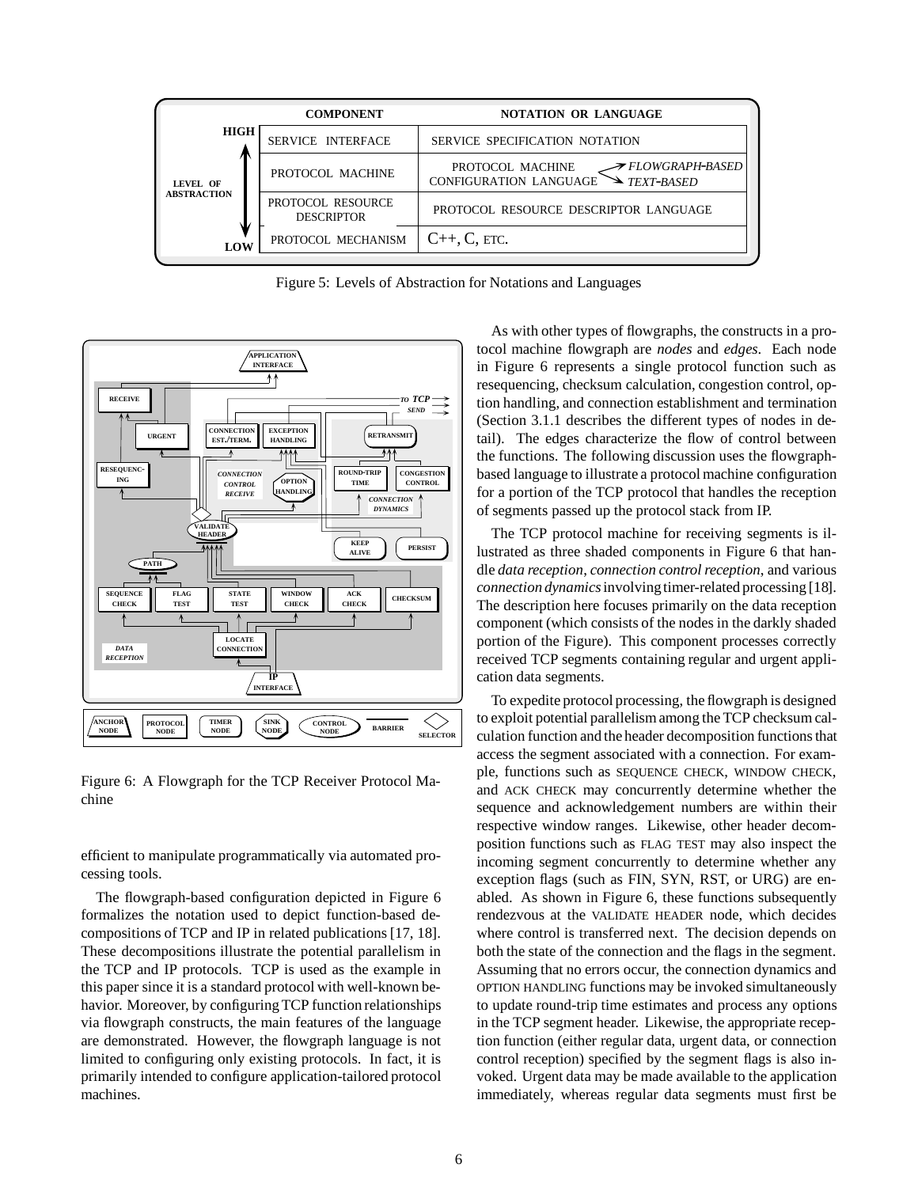| | COMPONENT | NOTATION OR LANGUAGE |
|---|---|---|
| HIGH | SERVICE INTERFACE | SERVICE SPECIFICATION NOTATION |
| LEVEL OF ABSTRACTION | PROTOCOL MACHINE | PROTOCOL MACHINE CONFIGURATION LANGUAGE → *FLOWGRAPH-BASED* / *TEXT-BASED* |
| | PROTOCOL RESOURCE DESCRIPTOR | PROTOCOL RESOURCE DESCRIPTOR LANGUAGE |
| LOW | PROTOCOL MECHANISM | C++, C, ETC. |

Figure 5: Levels of Abstraction for Notations and Languages

Figure 6: A Flowgraph for the TCP Receiver Protocol Machine

efficient to manipulate programmatically via automated processing tools.

The flowgraph-based configuration depicted in Figure 6 formalizes the notation used to depict function-based decompositions of TCP and IP in related publications [17, 18]. These decompositions illustrate the potential parallelism in the TCP and IP protocols. TCP is used as the example in this paper since it is a standard protocol with well-known behavior. Moreover, by configuring TCP function relationships via flowgraph constructs, the main features of the language are demonstrated. However, the flowgraph language is not limited to configuring only existing protocols. In fact, it is primarily intended to configure application-tailored protocol machines.

As with other types of flowgraphs, the constructs in a protocol machine flowgraph are *nodes* and *edges*. Each node in Figure 6 represents a single protocol function such as resequencing, checksum calculation, congestion control, option handling, and connection establishment and termination (Section 3.1.1 describes the different types of nodes in detail). The edges characterize the flow of control between the functions. The following discussion uses the flowgraph-based language to illustrate a protocol machine configuration for a portion of the TCP protocol that handles the reception of segments passed up the protocol stack from IP.

The TCP protocol machine for receiving segments is illustrated as three shaded components in Figure 6 that handle *data reception*, *connection control reception*, and various *connection dynamics* involving timer-related processing [18]. The description here focuses primarily on the data reception component (which consists of the nodes in the darkly shaded portion of the Figure). This component processes correctly received TCP segments containing regular and urgent application data segments.

To expedite protocol processing, the flowgraph is designed to exploit potential parallelism among the TCP checksum calculation function and the header decomposition functions that access the segment associated with a connection. For example, functions such as SEQUENCE CHECK, WINDOW CHECK, and ACK CHECK may concurrently determine whether the sequence and acknowledgement numbers are within their respective window ranges. Likewise, other header decomposition functions such as FLAG TEST may also inspect the incoming segment concurrently to determine whether any exception flags (such as FIN, SYN, RST, or URG) are enabled. As shown in Figure 6, these functions subsequently rendezvous at the VALIDATE HEADER node, which decides where control is transferred next. The decision depends on both the state of the connection and the flags in the segment. Assuming that no errors occur, the connection dynamics and OPTION HANDLING functions may be invoked simultaneously to update round-trip time estimates and process any options in the TCP segment header. Likewise, the appropriate reception function (either regular data, urgent data, or connection control reception) specified by the segment flags is also invoked. Urgent data may be made available to the application immediately, whereas regular data segments must first be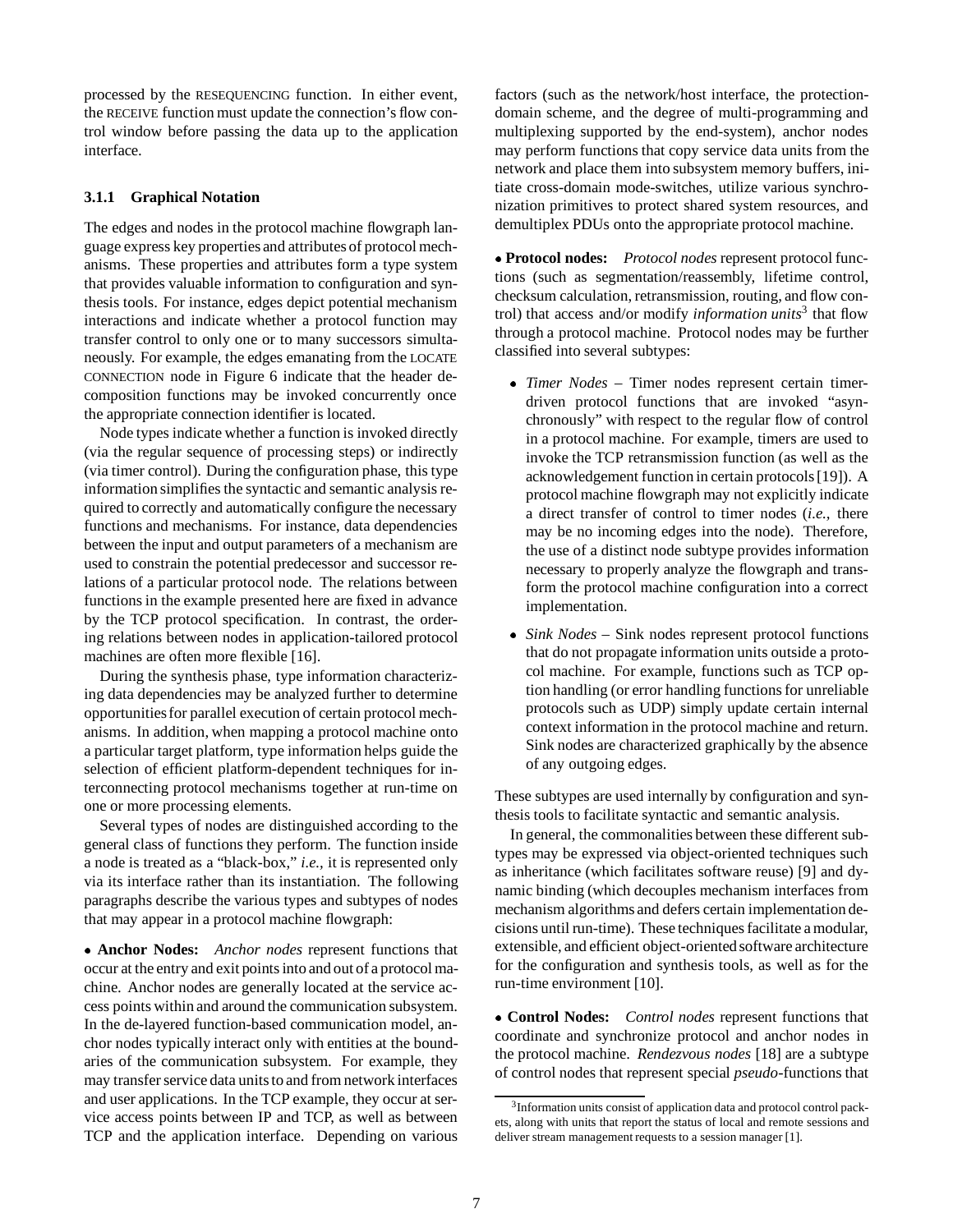processed by the RESEQUENCING function. In either event, the RECEIVE function must update the connection's flow control window before passing the data up to the application interface.

### 3.1.1 Graphical Notation

The edges and nodes in the protocol machine flowgraph language express key properties and attributes of protocol mechanisms. These properties and attributes form a type system that provides valuable information to configuration and synthesis tools. For instance, edges depict potential mechanism interactions and indicate whether a protocol function may transfer control to only one or to many successors simultaneously. For example, the edges emanating from the LOCATE CONNECTION node in Figure 6 indicate that the header decomposition functions may be invoked concurrently once the appropriate connection identifier is located.

Node types indicate whether a function is invoked directly (via the regular sequence of processing steps) or indirectly (via timer control). During the configuration phase, this type information simplifies the syntactic and semantic analysis required to correctly and automatically configure the necessary functions and mechanisms. For instance, data dependencies between the input and output parameters of a mechanism are used to constrain the potential predecessor and successor relations of a particular protocol node. The relations between functions in the example presented here are fixed in advance by the TCP protocol specification. In contrast, the ordering relations between nodes in application-tailored protocol machines are often more flexible [16].

During the synthesis phase, type information characterizing data dependencies may be analyzed further to determine opportunities for parallel execution of certain protocol mechanisms. In addition, when mapping a protocol machine onto a particular target platform, type information helps guide the selection of efficient platform-dependent techniques for interconnecting protocol mechanisms together at run-time on one or more processing elements.

Several types of nodes are distinguished according to the general class of functions they perform. The function inside a node is treated as a "black-box," *i.e.,* it is represented only via its interface rather than its instantiation. The following paragraphs describe the various types and subtypes of nodes that may appear in a protocol machine flowgraph:

• **Anchor Nodes:** *Anchor nodes* represent functions that occur at the entry and exit points into and out of a protocol machine. Anchor nodes are generally located at the service access points within and around the communication subsystem. In the de-layered function-based communication model, anchor nodes typically interact only with entities at the boundaries of the communication subsystem. For example, they may transfer service data units to and from network interfaces and user applications. In the TCP example, they occur at service access points between IP and TCP, as well as between TCP and the application interface. Depending on various factors (such as the network/host interface, the protection-domain scheme, and the degree of multi-programming and multiplexing supported by the end-system), anchor nodes may perform functions that copy service data units from the network and place them into subsystem memory buffers, initiate cross-domain mode-switches, utilize various synchronization primitives to protect shared system resources, and demultiplex PDUs onto the appropriate protocol machine.

• **Protocol nodes:** *Protocol nodes* represent protocol functions (such as segmentation/reassembly, lifetime control, checksum calculation, retransmission, routing, and flow control) that access and/or modify *information units*[3] that flow through a protocol machine. Protocol nodes may be further classified into several subtypes:

- *Timer Nodes* – Timer nodes represent certain timer-driven protocol functions that are invoked "asynchronously" with respect to the regular flow of control in a protocol machine. For example, timers are used to invoke the TCP retransmission function (as well as the acknowledgement function in certain protocols [19]). A protocol machine flowgraph may not explicitly indicate a direct transfer of control to timer nodes (*i.e.,* there may be no incoming edges into the node). Therefore, the use of a distinct node subtype provides information necessary to properly analyze the flowgraph and transform the protocol machine configuration into a correct implementation.
- *Sink Nodes* – Sink nodes represent protocol functions that do not propagate information units outside a protocol machine. For example, functions such as TCP option handling (or error handling functions for unreliable protocols such as UDP) simply update certain internal context information in the protocol machine and return. Sink nodes are characterized graphically by the absence of any outgoing edges.

These subtypes are used internally by configuration and synthesis tools to facilitate syntactic and semantic analysis.

In general, the commonalities between these different subtypes may be expressed via object-oriented techniques such as inheritance (which facilitates software reuse) [9] and dynamic binding (which decouples mechanism interfaces from mechanism algorithms and defers certain implementation decisions until run-time). These techniques facilitate a modular, extensible, and efficient object-oriented software architecture for the configuration and synthesis tools, as well as for the run-time environment [10].

• **Control Nodes:** *Control nodes* represent functions that coordinate and synchronize protocol and anchor nodes in the protocol machine. *Rendezvous nodes* [18] are a subtype of control nodes that represent special *pseudo*-functions that

[3] Information units consist of application data and protocol control packets, along with units that report the status of local and remote sessions and deliver stream management requests to a session manager [1].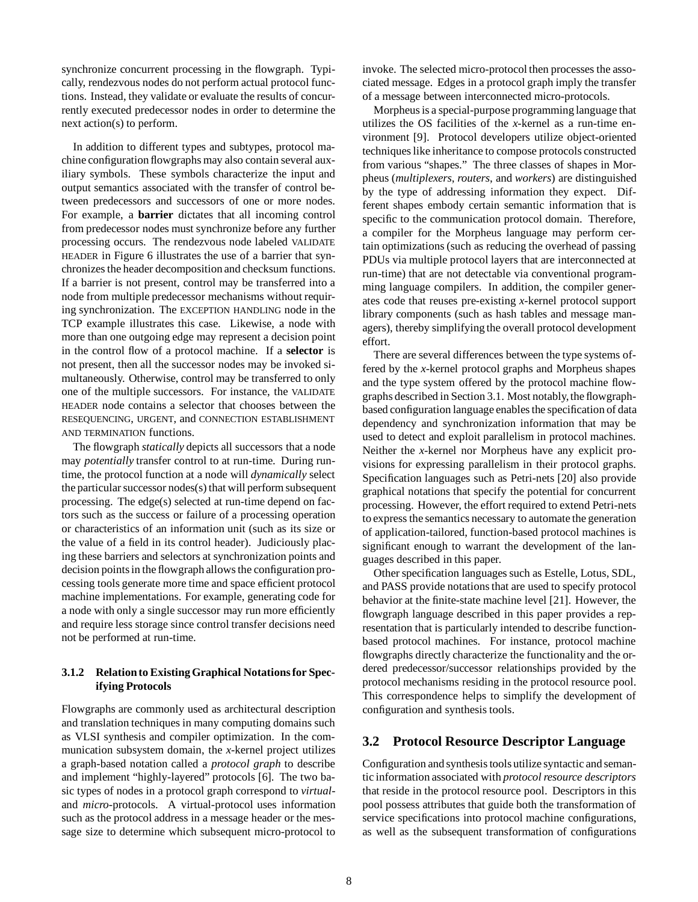synchronize concurrent processing in the flowgraph. Typically, rendezvous nodes do not perform actual protocol functions. Instead, they validate or evaluate the results of concurrently executed predecessor nodes in order to determine the next action(s) to perform.

In addition to different types and subtypes, protocol machine configuration flowgraphs may also contain several auxiliary symbols. These symbols characterize the input and output semantics associated with the transfer of control between predecessors and successors of one or more nodes. For example, a **barrier** dictates that all incoming control from predecessor nodes must synchronize before any further processing occurs. The rendezvous node labeled VALIDATE HEADER in Figure 6 illustrates the use of a barrier that synchronizes the header decomposition and checksum functions. If a barrier is not present, control may be transferred into a node from multiple predecessor mechanisms without requiring synchronization. The EXCEPTION HANDLING node in the TCP example illustrates this case. Likewise, a node with more than one outgoing edge may represent a decision point in the control flow of a protocol machine. If a **selector** is not present, then all the successor nodes may be invoked simultaneously. Otherwise, control may be transferred to only one of the multiple successors. For instance, the VALIDATE HEADER node contains a selector that chooses between the RESEQUENCING, URGENT, and CONNECTION ESTABLISHMENT AND TERMINATION functions.

The flowgraph *statically* depicts all successors that a node may *potentially* transfer control to at run-time. During runtime, the protocol function at a node will *dynamically* select the particular successor nodes(s) that will perform subsequent processing. The edge(s) selected at run-time depend on factors such as the success or failure of a processing operation or characteristics of an information unit (such as its size or the value of a field in its control header). Judiciously placing these barriers and selectors at synchronization points and decision points in the flowgraph allows the configuration processing tools generate more time and space efficient protocol machine implementations. For example, generating code for a node with only a single successor may run more efficiently and require less storage since control transfer decisions need not be performed at run-time.

#### 3.1.2 Relation to Existing Graphical Notations for Specifying Protocols

Flowgraphs are commonly used as architectural description and translation techniques in many computing domains such as VLSI synthesis and compiler optimization. In the communication subsystem domain, the *x*-kernel project utilizes a graph-based notation called a *protocol graph* to describe and implement "highly-layered" protocols [6]. The two basic types of nodes in a protocol graph correspond to *virtual*- and *micro*-protocols. A virtual-protocol uses information such as the protocol address in a message header or the message size to determine which subsequent micro-protocol to invoke. The selected micro-protocol then processes the associated message. Edges in a protocol graph imply the transfer of a message between interconnected micro-protocols.

Morpheus is a special-purpose programming language that utilizes the OS facilities of the *x*-kernel as a run-time environment [9]. Protocol developers utilize object-oriented techniques like inheritance to compose protocols constructed from various "shapes." The three classes of shapes in Morpheus (*multiplexers*, *routers*, and *workers*) are distinguished by the type of addressing information they expect. Different shapes embody certain semantic information that is specific to the communication protocol domain. Therefore, a compiler for the Morpheus language may perform certain optimizations (such as reducing the overhead of passing PDUs via multiple protocol layers that are interconnected at run-time) that are not detectable via conventional programming language compilers. In addition, the compiler generates code that reuses pre-existing *x*-kernel protocol support library components (such as hash tables and message managers), thereby simplifying the overall protocol development effort.

There are several differences between the type systems offered by the *x*-kernel protocol graphs and Morpheus shapes and the type system offered by the protocol machine flowgraphs described in Section 3.1. Most notably, the flowgraph-based configuration language enables the specification of data dependency and synchronization information that may be used to detect and exploit parallelism in protocol machines. Neither the *x*-kernel nor Morpheus have any explicit provisions for expressing parallelism in their protocol graphs. Specification languages such as Petri-nets [20] also provide graphical notations that specify the potential for concurrent processing. However, the effort required to extend Petri-nets to express the semantics necessary to automate the generation of application-tailored, function-based protocol machines is significant enough to warrant the development of the languages described in this paper.

Other specification languages such as Estelle, Lotus, SDL, and PASS provide notations that are used to specify protocol behavior at the finite-state machine level [21]. However, the flowgraph language described in this paper provides a representation that is particularly intended to describe function-based protocol machines. For instance, protocol machine flowgraphs directly characterize the functionality and the ordered predecessor/successor relationships provided by the protocol mechanisms residing in the protocol resource pool. This correspondence helps to simplify the development of configuration and synthesis tools.

## 3.2 Protocol Resource Descriptor Language

Configuration and synthesis tools utilize syntactic and semantic information associated with *protocol resource descriptors* that reside in the protocol resource pool. Descriptors in this pool possess attributes that guide both the transformation of service specifications into protocol machine configurations, as well as the subsequent transformation of configurations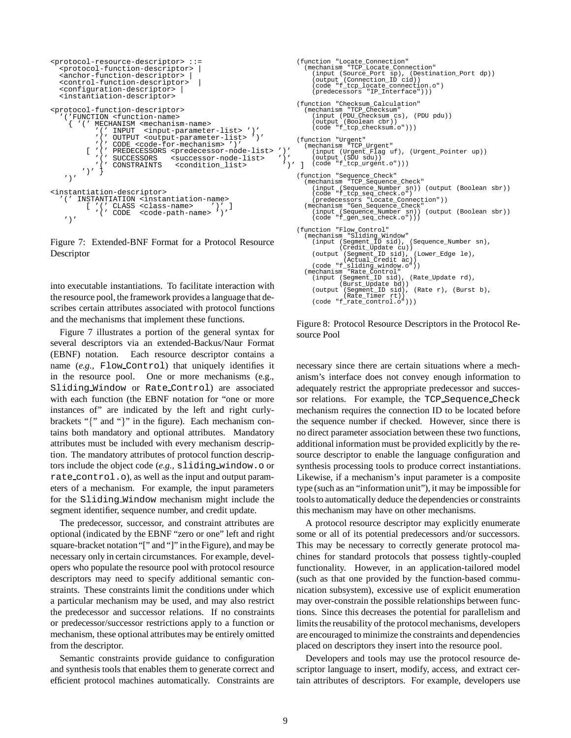```
<protocol-resource-descriptor> ::=
  <protocol-function-descriptor> |
  <anchor-function-descriptor> |
  <control-function-descriptor>  |
  <configuration-descriptor> |
  <instantiation-descriptor>

<protocol-function-descriptor>
  '('FUNCTION <function-name>
    { '(' MECHANISM <mechanism-name>
          '(' INPUT  <input-parameter-list> ')'
          '(' OUTPUT <output-parameter-list> ')'
          '(' CODE <code-for-mechanism> ')'
        [ '(' PREDECESSORS <predecessor-node-list> ')'
          '(' SUCCESSORS   <successor-node-list>   ')'
          '(' CONSTRAINTS   <condition_list>       ')' ]
      ')' }
   ')'

<instantiation-descriptor>
  '(' INSTANTIATION <instantiation-name>
        [ '(' CLASS <class-name>    ')' ]
          '(' CODE  <code-path-name> ')'
   ')'
```

Figure 7: Extended-BNF Format for a Protocol Resource Descriptor

into executable instantiations. To facilitate interaction with the resource pool, the framework provides a language that describes certain attributes associated with protocol functions and the mechanisms that implement these functions.

Figure 7 illustrates a portion of the general syntax for several descriptors via an extended-Backus/Naur Format (EBNF) notation. Each resource descriptor contains a name (*e.g.,* `Flow_Control`) that uniquely identifies it in the resource pool. One or more mechanisms (e.g., `Sliding_Window` or `Rate_Control`) are associated with each function (the EBNF notation for "one or more instances of" are indicated by the left and right curly-brackets "{" and "}" in the figure). Each mechanism contains both mandatory and optional attributes. Mandatory attributes must be included with every mechanism description. The mandatory attributes of protocol function descriptors include the object code (*e.g.,* `sliding_window.o` or `rate_control.o`), as well as the input and output parameters of a mechanism. For example, the input parameters for the `Sliding_Window` mechanism might include the segment identifier, sequence number, and credit update.

The predecessor, successor, and constraint attributes are optional (indicated by the EBNF "zero or one" left and right square-bracket notation "[" and "]" in the Figure), and may be necessary only in certain circumstances. For example, developers who populate the resource pool with protocol resource descriptors may need to specify additional semantic constraints. These constraints limit the conditions under which a particular mechanism may be used, and may also restrict the predecessor and successor relations. If no constraints or predecessor/successor restrictions apply to a function or mechanism, these optional attributes may be entirely omitted from the descriptor.

Semantic constraints provide guidance to configuration and synthesis tools that enables them to generate correct and efficient protocol machines automatically. Constraints are

```
(function "Locate_Connection"
  (mechanism "TCP_Locate_Connection"
    (input (Source_Port sp), (Destination_Port dp))
    (output (Connection_ID cid))
    (code "f_tcp_locate_connection.o")
    (predecessors "IP_Interface")))

(function "Checksum_Calculation"
  (mechanism "TCP_Checksum"
    (input (PDU_Checksum cs), (PDU pdu))
    (output (Boolean cbr))
    (code "f_tcp_checksum.o")))

(function "Urgent"
  (mechanism "TCP_Urgent"
    (input (Urgent_Flag uf), (Urgent_Pointer up))
    (output (SDU sdu))
    (code "f_tcp_urgent.o")))

(function "Sequence_Check"
  (mechanism "TCP_Sequence_Check"
    (input (Sequence_Number sn)) (output (Boolean sbr))
    (code "f_tcp_seq_check.o")
    (predecessors "Locate_Connection"))
  (mechanism "Gen_Sequence_Check"
    (input (Sequence_Number sn)) (output (Boolean sbr))
    (code "f_gen_seq_check.o")))

(function "Flow_Control"
  (mechanism "Sliding_Window"
    (input (Segment_ID sid), (Sequence_Number sn),
           (Credit_Update cu))
    (output (Segment_ID sid), (Lower_Edge le),
            (Actual_Credit ac))
    (code "f_sliding_window.o"))
  (mechanism "Rate_Control"
    (input (Segment_ID sid), (Rate_Update rd),
           (Burst_Update bd))
    (output (Segment_ID sid), (Rate r), (Burst b),
            (Rate_Timer rt))
    (code "f_rate_control.o")))
```

Figure 8: Protocol Resource Descriptors in the Protocol Resource Pool

necessary since there are certain situations where a mechanism's interface does not convey enough information to adequately restrict the appropriate predecessor and successor relations. For example, the `TCP_Sequence_Check` mechanism requires the connection ID to be located before the sequence number if checked. However, since there is no direct parameter association between these two functions, additional information must be provided explicitly by the resource descriptor to enable the language configuration and synthesis processing tools to produce correct instantiations. Likewise, if a mechanism's input parameter is a composite type (such as an "information unit"), it may be impossible for tools to automatically deduce the dependencies or constraints this mechanism may have on other mechanisms.

A protocol resource descriptor may explicitly enumerate some or all of its potential predecessors and/or successors. This may be necessary to correctly generate protocol machines for standard protocols that possess tightly-coupled functionality. However, in an application-tailored model (such as that one provided by the function-based communication subsystem), excessive use of explicit enumeration may over-constrain the possible relationships between functions. Since this decreases the potential for parallelism and limits the reusability of the protocol mechanisms, developers are encouraged to minimize the constraints and dependencies placed on descriptors they insert into the resource pool.

Developers and tools may use the protocol resource descriptor language to insert, modify, access, and extract certain attributes of descriptors. For example, developers use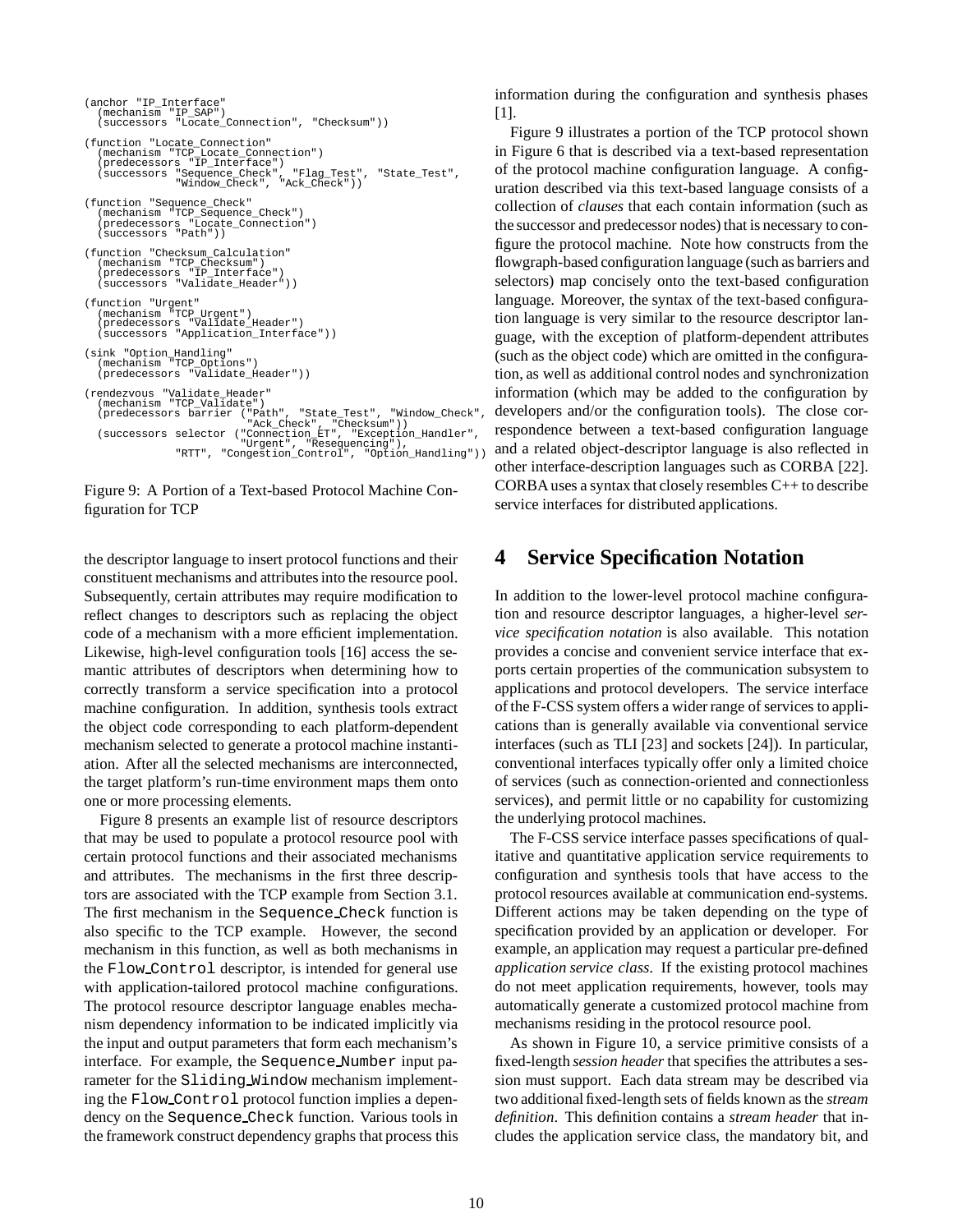```
(anchor "IP_Interface"
  (mechanism "IP_SAP")
  (successors "Locate_Connection", "Checksum"))

(function "Locate_Connection"
  (mechanism "TCP_Locate_Connection")
  (predecessors "IP_Interface")
  (successors "Sequence_Check", "Flag_Test", "State_Test",
              "Window_Check", "Ack_Check"))

(function "Sequence_Check"
  (mechanism "TCP_Sequence_Check")
  (predecessors "Locate_Connection")
  (successors "Path"))

(function "Checksum_Calculation"
  (mechanism "TCP_Checksum")
  (predecessors "IP_Interface")
  (successors "Validate_Header"))

(function "Urgent"
  (mechanism "TCP_Urgent")
  (predecessors "Validate_Header")
  (successors "Application_Interface"))

(sink "Option_Handling"
  (mechanism "TCP_Options")
  (predecessors "Validate_Header"))

(rendezvous "Validate_Header"
  (mechanism "TCP_Validate")
  (predecessors barrier ("Path", "State_Test", "Window_Check",
                         "Ack_Check", "Checksum"))
  (successors selector ("Connection_ET", "Exception_Handler",
                        "Urgent", "Resequencing"),
              "RTT", "Congestion_Control", "Option_Handling"))
```

Figure 9: A Portion of a Text-based Protocol Machine Configuration for TCP

the descriptor language to insert protocol functions and their constituent mechanisms and attributes into the resource pool. Subsequently, certain attributes may require modification to reflect changes to descriptors such as replacing the object code of a mechanism with a more efficient implementation. Likewise, high-level configuration tools [16] access the semantic attributes of descriptors when determining how to correctly transform a service specification into a protocol machine configuration. In addition, synthesis tools extract the object code corresponding to each platform-dependent mechanism selected to generate a protocol machine instantiation. After all the selected mechanisms are interconnected, the target platform's run-time environment maps them onto one or more processing elements.

Figure 8 presents an example list of resource descriptors that may be used to populate a protocol resource pool with certain protocol functions and their associated mechanisms and attributes. The mechanisms in the first three descriptors are associated with the TCP example from Section 3.1. The first mechanism in the `Sequence_Check` function is also specific to the TCP example. However, the second mechanism in this function, as well as both mechanisms in the `Flow_Control` descriptor, is intended for general use with application-tailored protocol machine configurations. The protocol resource descriptor language enables mechanism dependency information to be indicated implicitly via the input and output parameters that form each mechanism's interface. For example, the `Sequence_Number` input parameter for the `Sliding_Window` mechanism implementing the `Flow_Control` protocol function implies a dependency on the `Sequence_Check` function. Various tools in the framework construct dependency graphs that process this information during the configuration and synthesis phases [1].

Figure 9 illustrates a portion of the TCP protocol shown in Figure 6 that is described via a text-based representation of the protocol machine configuration language. A configuration described via this text-based language consists of a collection of *clauses* that each contain information (such as the successor and predecessor nodes) that is necessary to configure the protocol machine. Note how constructs from the flowgraph-based configuration language (such as barriers and selectors) map concisely onto the text-based configuration language. Moreover, the syntax of the text-based configuration language is very similar to the resource descriptor language, with the exception of platform-dependent attributes (such as the object code) which are omitted in the configuration, as well as additional control nodes and synchronization information (which may be added to the configuration by developers and/or the configuration tools). The close correspondence between a text-based configuration language and a related object-descriptor language is also reflected in other interface-description languages such as CORBA [22]. CORBA uses a syntax that closely resembles C++ to describe service interfaces for distributed applications.

# 4 Service Specification Notation

In addition to the lower-level protocol machine configuration and resource descriptor languages, a higher-level *service specification notation* is also available. This notation provides a concise and convenient service interface that exports certain properties of the communication subsystem to applications and protocol developers. The service interface of the F-CSS system offers a wider range of services to applications than is generally available via conventional service interfaces (such as TLI [23] and sockets [24]). In particular, conventional interfaces typically offer only a limited choice of services (such as connection-oriented and connectionless services), and permit little or no capability for customizing the underlying protocol machines.

The F-CSS service interface passes specifications of qualitative and quantitative application service requirements to configuration and synthesis tools that have access to the protocol resources available at communication end-systems. Different actions may be taken depending on the type of specification provided by an application or developer. For example, an application may request a particular pre-defined *application service class*. If the existing protocol machines do not meet application requirements, however, tools may automatically generate a customized protocol machine from mechanisms residing in the protocol resource pool.

As shown in Figure 10, a service primitive consists of a fixed-length *session header* that specifies the attributes a session must support. Each data stream may be described via two additional fixed-length sets of fields known as the *stream definition*. This definition contains a *stream header* that includes the application service class, the mandatory bit, and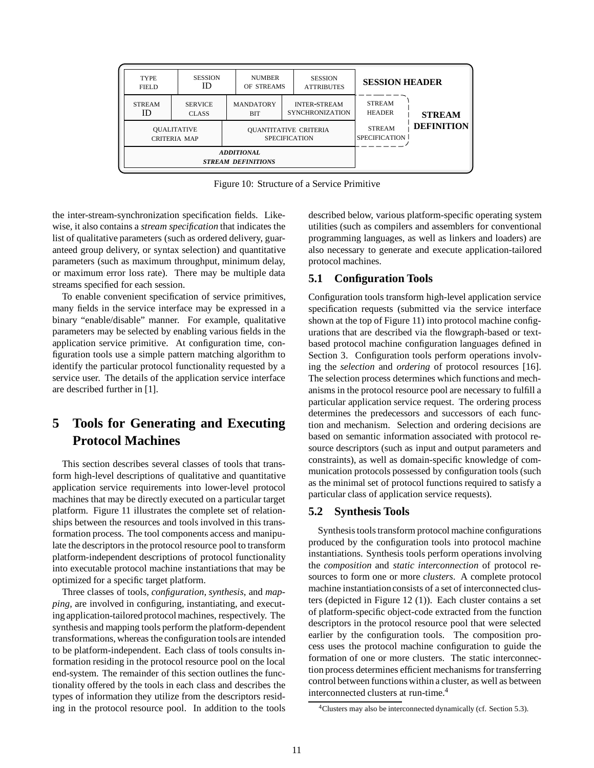| TYPE FIELD | SESSION ID | NUMBER OF STREAMS | SESSION ATTRIBUTES | SESSION HEADER |
|---|---|---|---|---|
| STREAM ID | SERVICE CLASS | MANDATORY BIT | INTER-STREAM SYNCHRONIZATION | STREAM HEADER (STREAM DEFINITION) |
| QUALITATIVE CRITERIA MAP | | QUANTITATIVE CRITERIA SPECIFICATION | | STREAM SPECIFICATION (STREAM DEFINITION) |
| ***ADDITIONAL STREAM DEFINITIONS*** | | | | |

Figure 10: Structure of a Service Primitive

the inter-stream-synchronization specification fields. Likewise, it also contains a *stream specification* that indicates the list of qualitative parameters (such as ordered delivery, guaranteed group delivery, or syntax selection) and quantitative parameters (such as maximum throughput, minimum delay, or maximum error loss rate). There may be multiple data streams specified for each session.

To enable convenient specification of service primitives, many fields in the service interface may be expressed in a binary "enable/disable" manner. For example, qualitative parameters may be selected by enabling various fields in the application service primitive. At configuration time, configuration tools use a simple pattern matching algorithm to identify the particular protocol functionality requested by a service user. The details of the application service interface are described further in [1].

# 5 Tools for Generating and Executing Protocol Machines

This section describes several classes of tools that transform high-level descriptions of qualitative and quantitative application service requirements into lower-level protocol machines that may be directly executed on a particular target platform. Figure 11 illustrates the complete set of relationships between the resources and tools involved in this transformation process. The tool components access and manipulate the descriptors in the protocol resource pool to transform platform-independent descriptions of protocol functionality into executable protocol machine instantiations that may be optimized for a specific target platform.

Three classes of tools, *configuration*, *synthesis*, and *mapping*, are involved in configuring, instantiating, and executing application-tailored protocol machines, respectively. The synthesis and mapping tools perform the platform-dependent transformations, whereas the configuration tools are intended to be platform-independent. Each class of tools consults information residing in the protocol resource pool on the local end-system. The remainder of this section outlines the functionality offered by the tools in each class and describes the types of information they utilize from the descriptors residing in the protocol resource pool. In addition to the tools described below, various platform-specific operating system utilities (such as compilers and assemblers for conventional programming languages, as well as linkers and loaders) are also necessary to generate and execute application-tailored protocol machines.

## 5.1 Configuration Tools

Configuration tools transform high-level application service specification requests (submitted via the service interface shown at the top of Figure 11) into protocol machine configurations that are described via the flowgraph-based or text-based protocol machine configuration languages defined in Section 3. Configuration tools perform operations involving the *selection* and *ordering* of protocol resources [16]. The selection process determines which functions and mechanisms in the protocol resource pool are necessary to fulfill a particular application service request. The ordering process determines the predecessors and successors of each function and mechanism. Selection and ordering decisions are based on semantic information associated with protocol resource descriptors (such as input and output parameters and constraints), as well as domain-specific knowledge of communication protocols possessed by configuration tools (such as the minimal set of protocol functions required to satisfy a particular class of application service requests).

## 5.2 Synthesis Tools

Synthesis tools transform protocol machine configurations produced by the configuration tools into protocol machine instantiations. Synthesis tools perform operations involving the *composition* and *static interconnection* of protocol resources to form one or more *clusters*. A complete protocol machine instantiation consists of a set of interconnected clusters (depicted in Figure 12 (1)). Each cluster contains a set of platform-specific object-code extracted from the function descriptors in the protocol resource pool that were selected earlier by the configuration tools. The composition process uses the protocol machine configuration to guide the formation of one or more clusters. The static interconnection process determines efficient mechanisms for transferring control between functions within a cluster, as well as between interconnected clusters at run-time.[4]

[4] Clusters may also be interconnected dynamically (cf. Section 5.3).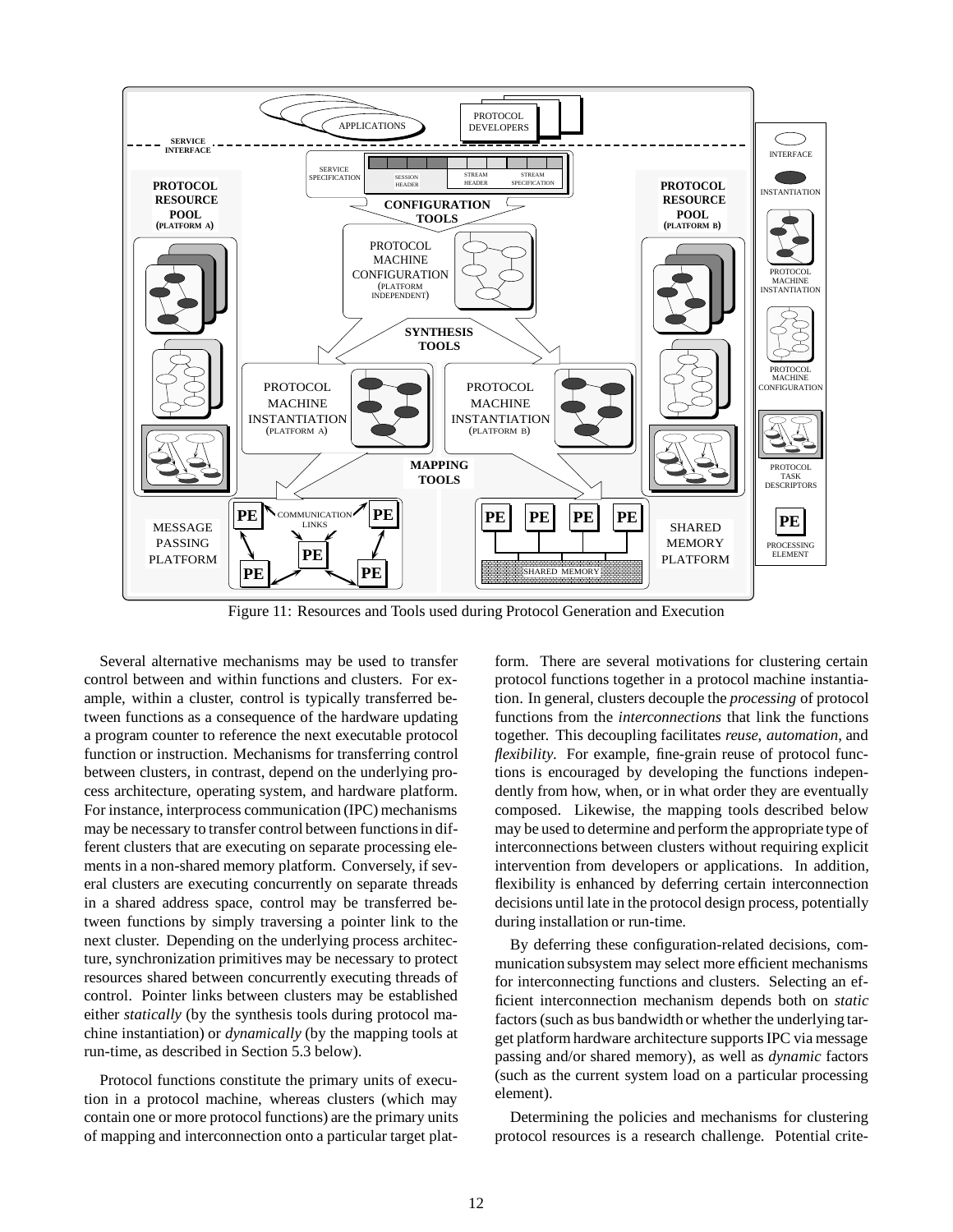Figure 11: Resources and Tools used during Protocol Generation and Execution

Several alternative mechanisms may be used to transfer control between and within functions and clusters. For example, within a cluster, control is typically transferred between functions as a consequence of the hardware updating a program counter to reference the next executable protocol function or instruction. Mechanisms for transferring control between clusters, in contrast, depend on the underlying process architecture, operating system, and hardware platform. For instance, interprocess communication (IPC) mechanisms may be necessary to transfer control between functions in different clusters that are executing on separate processing elements in a non-shared memory platform. Conversely, if several clusters are executing concurrently on separate threads in a shared address space, control may be transferred between functions by simply traversing a pointer link to the next cluster. Depending on the underlying process architecture, synchronization primitives may be necessary to protect resources shared between concurrently executing threads of control. Pointer links between clusters may be established either *statically* (by the synthesis tools during protocol machine instantiation) or *dynamically* (by the mapping tools at run-time, as described in Section 5.3 below).

Protocol functions constitute the primary units of execution in a protocol machine, whereas clusters (which may contain one or more protocol functions) are the primary units of mapping and interconnection onto a particular target platform. There are several motivations for clustering certain protocol functions together in a protocol machine instantiation. In general, clusters decouple the *processing* of protocol functions from the *interconnections* that link the functions together. This decoupling facilitates *reuse, automation,* and *flexibility*. For example, fine-grain reuse of protocol functions is encouraged by developing the functions independently from how, when, or in what order they are eventually composed. Likewise, the mapping tools described below may be used to determine and perform the appropriate type of interconnections between clusters without requiring explicit intervention from developers or applications. In addition, flexibility is enhanced by deferring certain interconnection decisions until late in the protocol design process, potentially during installation or run-time.

By deferring these configuration-related decisions, communication subsystem may select more efficient mechanisms for interconnecting functions and clusters. Selecting an efficient interconnection mechanism depends both on *static* factors (such as bus bandwidth or whether the underlying target platform hardware architecture supports IPC via message passing and/or shared memory), as well as *dynamic* factors (such as the current system load on a particular processing element).

Determining the policies and mechanisms for clustering protocol resources is a research challenge. Potential crite-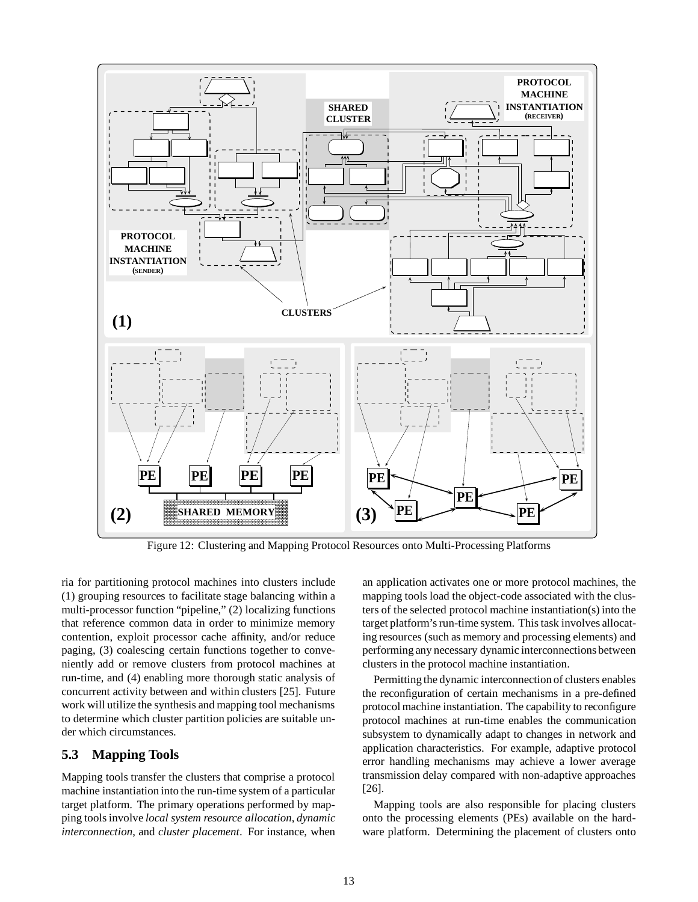Figure 12: Clustering and Mapping Protocol Resources onto Multi-Processing Platforms

ria for partitioning protocol machines into clusters include (1) grouping resources to facilitate stage balancing within a multi-processor function "pipeline," (2) localizing functions that reference common data in order to minimize memory contention, exploit processor cache affinity, and/or reduce paging, (3) coalescing certain functions together to conveniently add or remove clusters from protocol machines at run-time, and (4) enabling more thorough static analysis of concurrent activity between and within clusters [25]. Future work will utilize the synthesis and mapping tool mechanisms to determine which cluster partition policies are suitable under which circumstances.

## 5.3 Mapping Tools

Mapping tools transfer the clusters that comprise a protocol machine instantiation into the run-time system of a particular target platform. The primary operations performed by mapping tools involve *local system resource allocation*, *dynamic interconnection*, and *cluster placement*. For instance, when an application activates one or more protocol machines, the mapping tools load the object-code associated with the clusters of the selected protocol machine instantiation(s) into the target platform's run-time system. This task involves allocating resources (such as memory and processing elements) and performing any necessary dynamic interconnections between clusters in the protocol machine instantiation.

Permitting the dynamic interconnection of clusters enables the reconfiguration of certain mechanisms in a pre-defined protocol machine instantiation. The capability to reconfigure protocol machines at run-time enables the communication subsystem to dynamically adapt to changes in network and application characteristics. For example, adaptive protocol error handling mechanisms may achieve a lower average transmission delay compared with non-adaptive approaches [26].

Mapping tools are also responsible for placing clusters onto the processing elements (PEs) available on the hardware platform. Determining the placement of clusters onto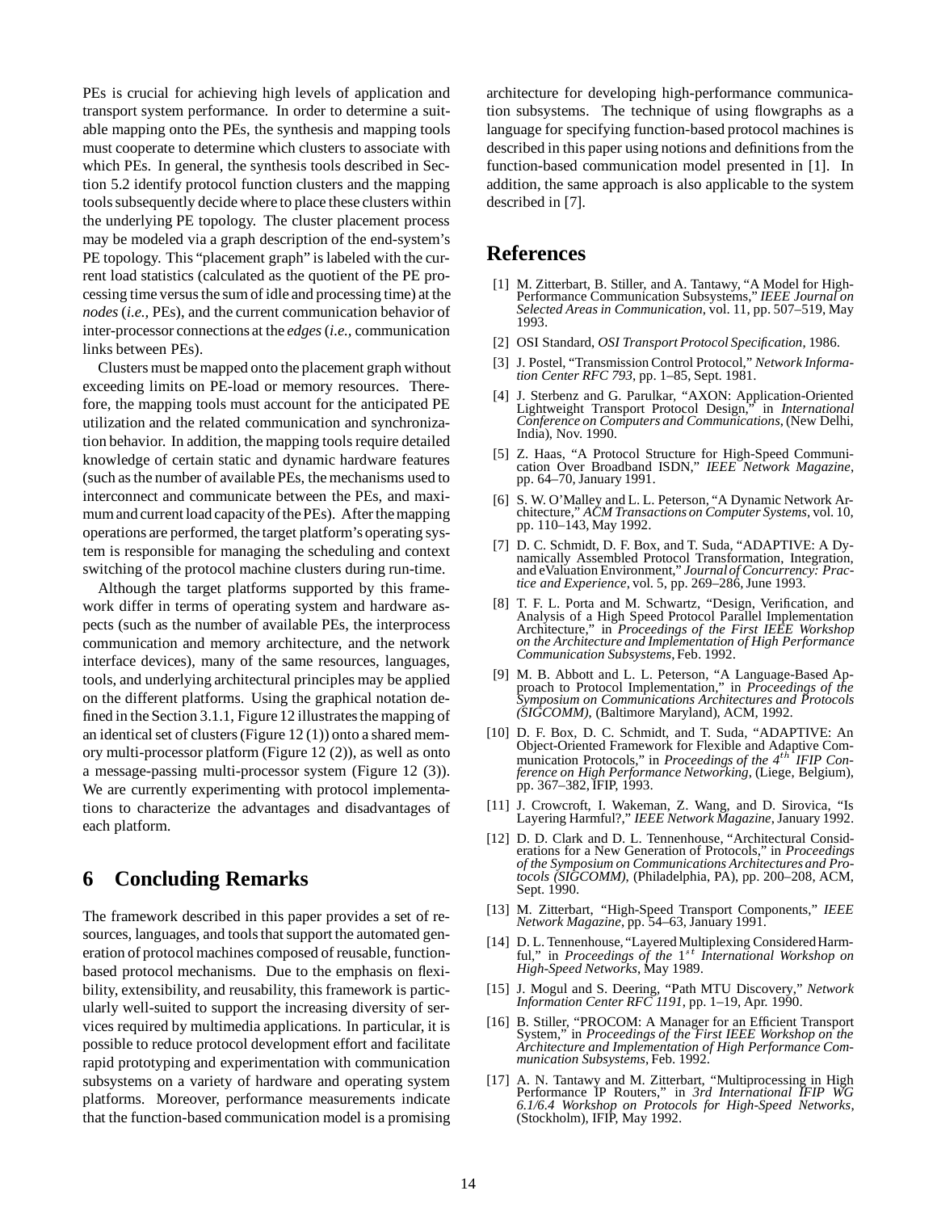PEs is crucial for achieving high levels of application and transport system performance. In order to determine a suitable mapping onto the PEs, the synthesis and mapping tools must cooperate to determine which clusters to associate with which PEs. In general, the synthesis tools described in Section 5.2 identify protocol function clusters and the mapping tools subsequently decide where to place these clusters within the underlying PE topology. The cluster placement process may be modeled via a graph description of the end-system's PE topology. This "placement graph" is labeled with the current load statistics (calculated as the quotient of the PE processing time versus the sum of idle and processing time) at the *nodes* (*i.e.,* PEs), and the current communication behavior of inter-processor connections at the *edges* (*i.e.,* communication links between PEs).

Clusters must be mapped onto the placement graph without exceeding limits on PE-load or memory resources. Therefore, the mapping tools must account for the anticipated PE utilization and the related communication and synchronization behavior. In addition, the mapping tools require detailed knowledge of certain static and dynamic hardware features (such as the number of available PEs, the mechanisms used to interconnect and communicate between the PEs, and maximum and current load capacity of the PEs). After the mapping operations are performed, the target platform's operating system is responsible for managing the scheduling and context switching of the protocol machine clusters during run-time.

Although the target platforms supported by this framework differ in terms of operating system and hardware aspects (such as the number of available PEs, the interprocess communication and memory architecture, and the network interface devices), many of the same resources, languages, tools, and underlying architectural principles may be applied on the different platforms. Using the graphical notation defined in the Section 3.1.1, Figure 12 illustrates the mapping of an identical set of clusters (Figure 12 (1)) onto a shared memory multi-processor platform (Figure 12 (2)), as well as onto a message-passing multi-processor system (Figure 12 (3)). We are currently experimenting with protocol implementations to characterize the advantages and disadvantages of each platform.

## 6 Concluding Remarks

The framework described in this paper provides a set of resources, languages, and tools that support the automated generation of protocol machines composed of reusable, function-based protocol mechanisms. Due to the emphasis on flexibility, extensibility, and reusability, this framework is particularly well-suited to support the increasing diversity of services required by multimedia applications. In particular, it is possible to reduce protocol development effort and facilitate rapid prototyping and experimentation with communication subsystems on a variety of hardware and operating system platforms. Moreover, performance measurements indicate that the function-based communication model is a promising architecture for developing high-performance communication subsystems. The technique of using flowgraphs as a language for specifying function-based protocol machines is described in this paper using notions and definitions from the function-based communication model presented in [1]. In addition, the same approach is also applicable to the system described in [7].

## References

[1] M. Zitterbart, B. Stiller, and A. Tantawy, "A Model for High-Performance Communication Subsystems," *IEEE Journal on Selected Areas in Communication*, vol. 11, pp. 507–519, May 1993.

[2] OSI Standard, *OSI Transport Protocol Specification*, 1986.

[3] J. Postel, "Transmission Control Protocol," *Network Information Center RFC 793*, pp. 1–85, Sept. 1981.

[4] J. Sterbenz and G. Parulkar, "AXON: Application-Oriented Lightweight Transport Protocol Design," in *International Conference on Computers and Communications*, (New Delhi, India), Nov. 1990.

[5] Z. Haas, "A Protocol Structure for High-Speed Communication Over Broadband ISDN," *IEEE Network Magazine*, pp. 64–70, January 1991.

[6] S. W. O'Malley and L. L. Peterson, "A Dynamic Network Architecture," *ACM Transactions on Computer Systems*, vol. 10, pp. 110–143, May 1992.

[7] D. C. Schmidt, D. F. Box, and T. Suda, "ADAPTIVE: A Dynamically Assembled Protocol Transformation, Integration, and eValuation Environment," *Journal of Concurrency: Practice and Experience*, vol. 5, pp. 269–286, June 1993.

[8] T. F. L. Porta and M. Schwartz, "Design, Verification, and Analysis of a High Speed Protocol Parallel Implementation Architecture," in *Proceedings of the First IEEE Workshop on the Architecture and Implementation of High Performance Communication Subsystems*, Feb. 1992.

[9] M. B. Abbott and L. L. Peterson, "A Language-Based Approach to Protocol Implementation," in *Proceedings of the Symposium on Communications Architectures and Protocols (SIGCOMM)*, (Baltimore Maryland), ACM, 1992.

[10] D. F. Box, D. C. Schmidt, and T. Suda, "ADAPTIVE: An Object-Oriented Framework for Flexible and Adaptive Communication Protocols," in *Proceedings of the $4^{th}$ IFIP Conference on High Performance Networking*, (Liege, Belgium), pp. 367–382, IFIP, 1993.

[11] J. Crowcroft, I. Wakeman, Z. Wang, and D. Sirovica, "Is Layering Harmful?," *IEEE Network Magazine*, January 1992.

[12] D. D. Clark and D. L. Tennenhouse, "Architectural Considerations for a New Generation of Protocols," in *Proceedings of the Symposium on Communications Architectures and Protocols (SIGCOMM)*, (Philadelphia, PA), pp. 200–208, ACM, Sept. 1990.

[13] M. Zitterbart, "High-Speed Transport Components," *IEEE Network Magazine*, pp. 54–63, January 1991.

[14] D. L. Tennenhouse, "Layered Multiplexing Considered Harmful," in *Proceedings of the $1^{st}$ International Workshop on High-Speed Networks*, May 1989.

[15] J. Mogul and S. Deering, "Path MTU Discovery," *Network Information Center RFC 1191*, pp. 1–19, Apr. 1990.

[16] B. Stiller, "PROCOM: A Manager for an Efficient Transport System," in *Proceedings of the First IEEE Workshop on the Architecture and Implementation of High Performance Communication Subsystems*, Feb. 1992.

[17] A. N. Tantawy and M. Zitterbart, "Multiprocessing in High Performance IP Routers," in *3rd International IFIP WG 6.1/6.4 Workshop on Protocols for High-Speed Networks*, (Stockholm), IFIP, May 1992.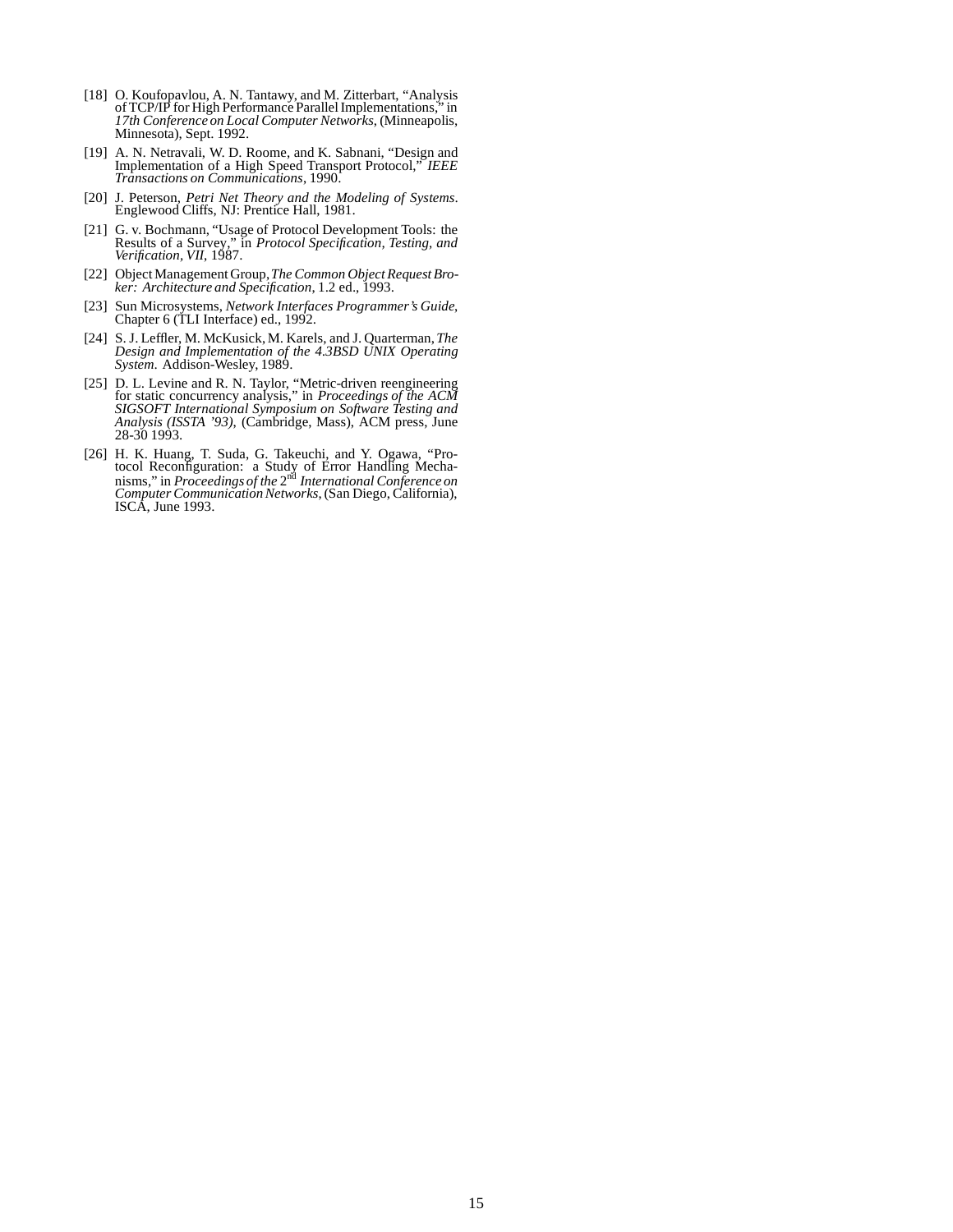[18] O. Koufopavlou, A. N. Tantawy, and M. Zitterbart, "Analysis of TCP/IP for High Performance Parallel Implementations," in *17th Conference on Local Computer Networks*, (Minneapolis, Minnesota), Sept. 1992.

[19] A. N. Netravali, W. D. Roome, and K. Sabnani, "Design and Implementation of a High Speed Transport Protocol," *IEEE Transactions on Communications*, 1990.

[20] J. Peterson, *Petri Net Theory and the Modeling of Systems*. Englewood Cliffs, NJ: Prentice Hall, 1981.

[21] G. v. Bochmann, "Usage of Protocol Development Tools: the Results of a Survey," in *Protocol Specification, Testing, and Verification, VII*, 1987.

[22] Object Management Group, *The Common Object Request Broker: Architecture and Specification*, 1.2 ed., 1993.

[23] Sun Microsystems, *Network Interfaces Programmer's Guide*, Chapter 6 (TLI Interface) ed., 1992.

[24] S. J. Leffler, M. McKusick, M. Karels, and J. Quarterman, *The Design and Implementation of the 4.3BSD UNIX Operating System*. Addison-Wesley, 1989.

[25] D. L. Levine and R. N. Taylor, "Metric-driven reengineering for static concurrency analysis," in *Proceedings of the ACM SIGSOFT International Symposium on Software Testing and Analysis (ISSTA '93)*, (Cambridge, Mass), ACM press, June 28-30 1993.

[26] H. K. Huang, T. Suda, G. Takeuchi, and Y. Ogawa, "Protocol Reconfiguration: a Study of Error Handling Mechanisms," in *Proceedings of the* 2nd *International Conference on Computer Communication Networks*, (San Diego, California), ISCA, June 1993.